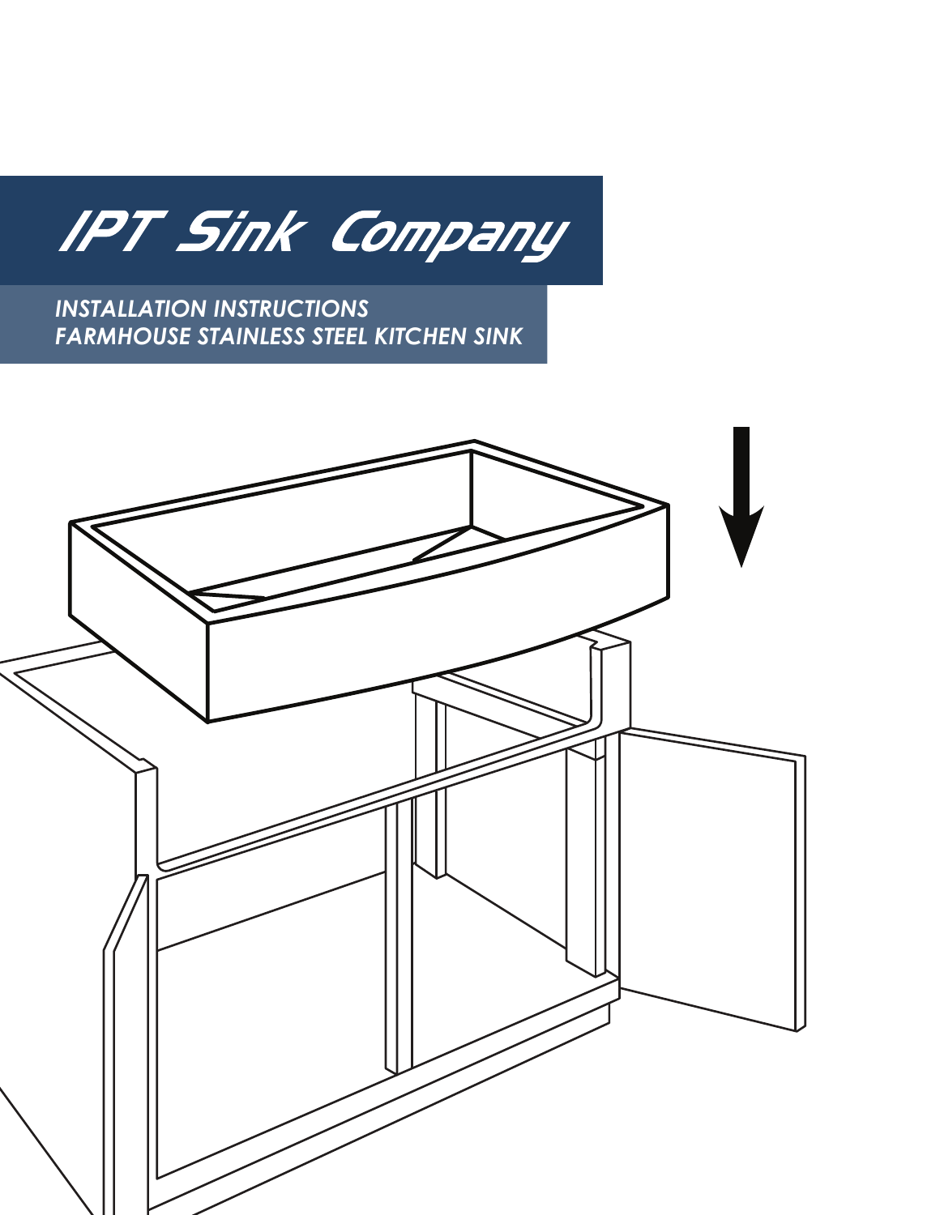# IPT Sink Company

*INSTALLATION INSTRUCTIONS*
*FARMHOUSE STAINLESS STEEL KITCHEN SINK*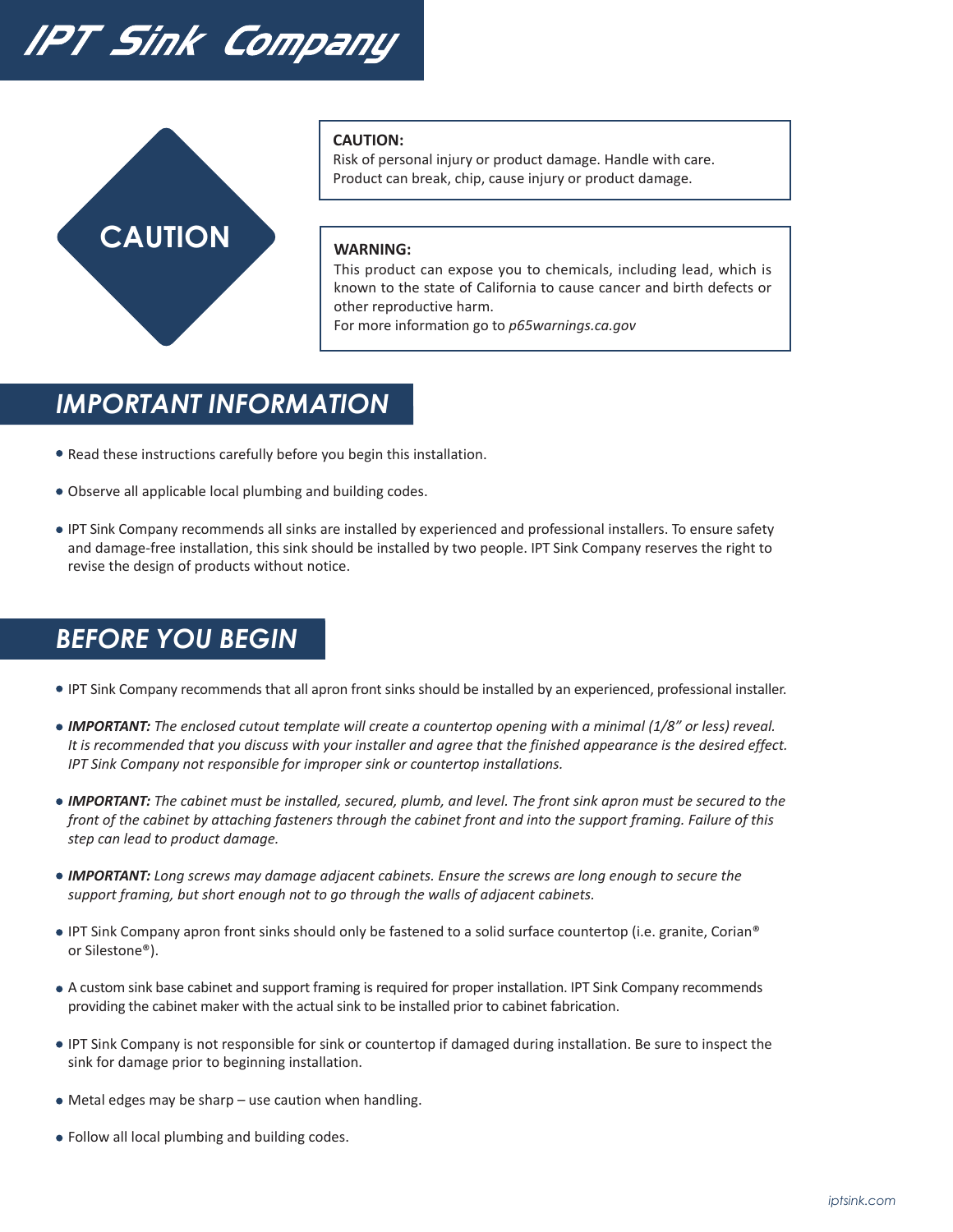# IPT Sink Company

**CAUTION**

**CAUTION:**
Risk of personal injury or product damage. Handle with care.
Product can break, chip, cause injury or product damage.

**WARNING:**
This product can expose you to chemicals, including lead, which is known to the state of California to cause cancer and birth defects or other reproductive harm.
For more information go to *p65warnings.ca.gov*

## IMPORTANT INFORMATION

- Read these instructions carefully before you begin this installation.
- Observe all applicable local plumbing and building codes.
- IPT Sink Company recommends all sinks are installed by experienced and professional installers. To ensure safety and damage-free installation, this sink should be installed by two people. IPT Sink Company reserves the right to revise the design of products without notice.

## BEFORE YOU BEGIN

- IPT Sink Company recommends that all apron front sinks should be installed by an experienced, professional installer.
- ***IMPORTANT:*** *The enclosed cutout template will create a countertop opening with a minimal (1/8" or less) reveal. It is recommended that you discuss with your installer and agree that the finished appearance is the desired effect. IPT Sink Company not responsible for improper sink or countertop installations.*
- ***IMPORTANT:*** *The cabinet must be installed, secured, plumb, and level. The front sink apron must be secured to the front of the cabinet by attaching fasteners through the cabinet front and into the support framing. Failure of this step can lead to product damage.*
- ***IMPORTANT:*** *Long screws may damage adjacent cabinets. Ensure the screws are long enough to secure the support framing, but short enough not to go through the walls of adjacent cabinets.*
- IPT Sink Company apron front sinks should only be fastened to a solid surface countertop (i.e. granite, Corian® or Silestone®).
- A custom sink base cabinet and support framing is required for proper installation. IPT Sink Company recommends providing the cabinet maker with the actual sink to be installed prior to cabinet fabrication.
- IPT Sink Company is not responsible for sink or countertop if damaged during installation. Be sure to inspect the sink for damage prior to beginning installation.
- Metal edges may be sharp – use caution when handling.
- Follow all local plumbing and building codes.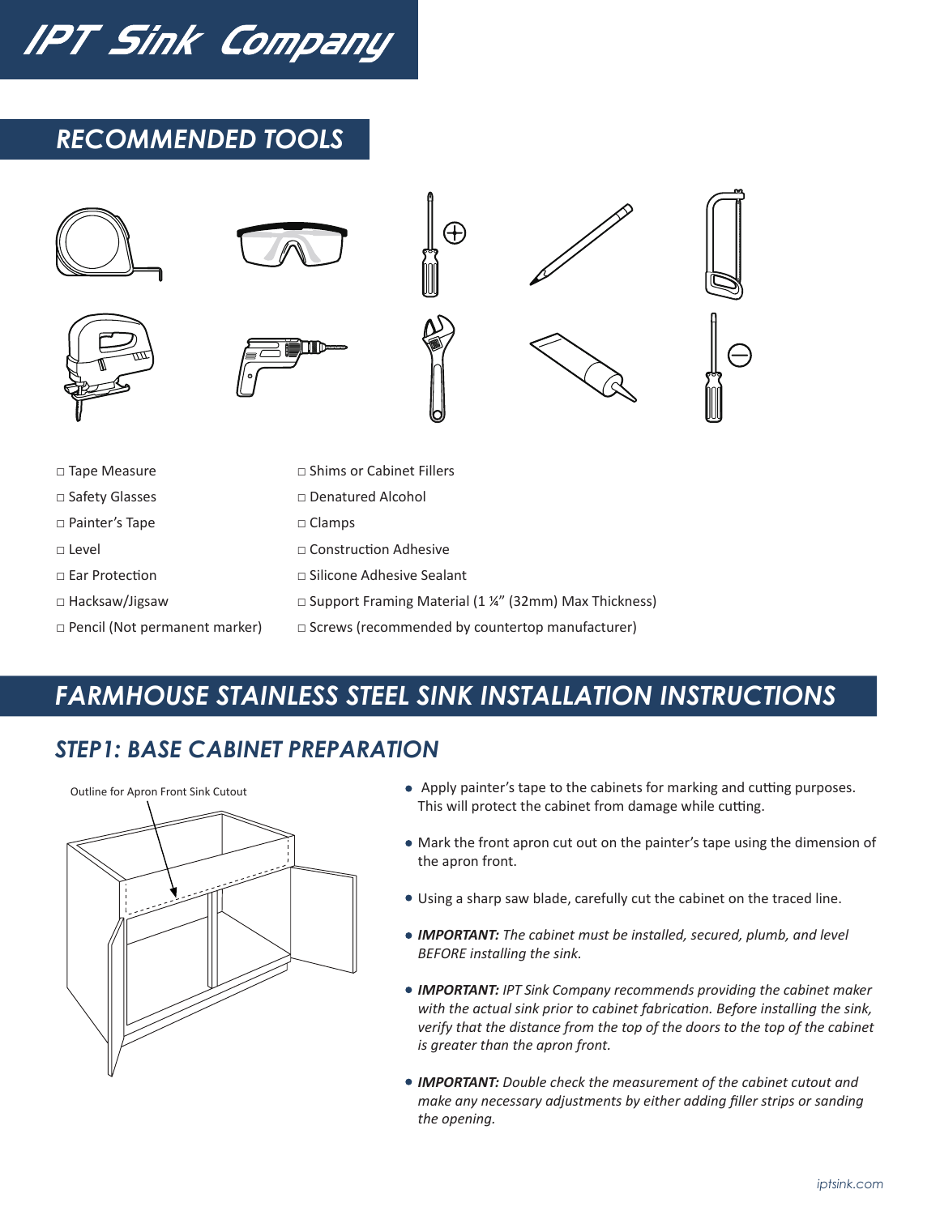# IPT Sink Company

## RECOMMENDED TOOLS

□ Tape Measure
□ Safety Glasses
□ Painter's Tape
□ Level
□ Ear Protection
□ Hacksaw/Jigsaw
□ Pencil (Not permanent marker)
□ Shims or Cabinet Fillers
□ Denatured Alcohol
□ Clamps
□ Construction Adhesive
□ Silicone Adhesive Sealant
□ Support Framing Material (1 ¼" (32mm) Max Thickness)
□ Screws (recommended by countertop manufacturer)

## FARMHOUSE STAINLESS STEEL SINK INSTALLATION INSTRUCTIONS

### STEP1: BASE CABINET PREPARATION

Outline for Apron Front Sink Cutout

- Apply painter's tape to the cabinets for marking and cutting purposes. This will protect the cabinet from damage while cutting.
- Mark the front apron cut out on the painter's tape using the dimension of the apron front.
- Using a sharp saw blade, carefully cut the cabinet on the traced line.
- ***IMPORTANT:*** *The cabinet must be installed, secured, plumb, and level BEFORE installing the sink.*
- ***IMPORTANT:*** *IPT Sink Company recommends providing the cabinet maker with the actual sink prior to cabinet fabrication. Before installing the sink, verify that the distance from the top of the doors to the top of the cabinet is greater than the apron front.*
- ***IMPORTANT:*** *Double check the measurement of the cabinet cutout and make any necessary adjustments by either adding filler strips or sanding the opening.*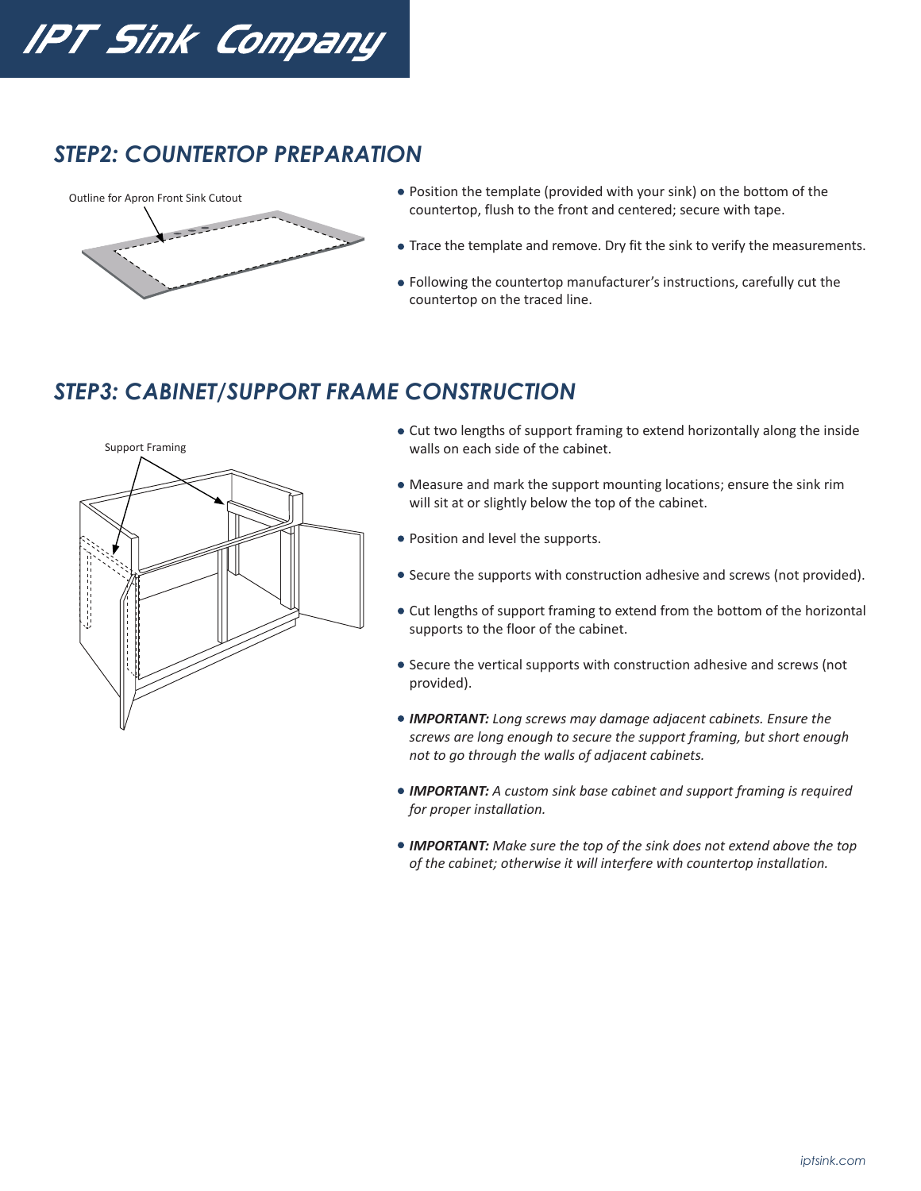# IPT Sink Company

## STEP2: COUNTERTOP PREPARATION

Outline for Apron Front Sink Cutout

- Position the template (provided with your sink) on the bottom of the countertop, flush to the front and centered; secure with tape.
- Trace the template and remove. Dry fit the sink to verify the measurements.
- Following the countertop manufacturer's instructions, carefully cut the countertop on the traced line.

## STEP3: CABINET/SUPPORT FRAME CONSTRUCTION

Support Framing

- Cut two lengths of support framing to extend horizontally along the inside walls on each side of the cabinet.
- Measure and mark the support mounting locations; ensure the sink rim will sit at or slightly below the top of the cabinet.
- Position and level the supports.
- Secure the supports with construction adhesive and screws (not provided).
- Cut lengths of support framing to extend from the bottom of the horizontal supports to the floor of the cabinet.
- Secure the vertical supports with construction adhesive and screws (not provided).
- ***IMPORTANT:*** *Long screws may damage adjacent cabinets. Ensure the screws are long enough to secure the support framing, but short enough not to go through the walls of adjacent cabinets.*
- ***IMPORTANT:*** *A custom sink base cabinet and support framing is required for proper installation.*
- ***IMPORTANT:*** *Make sure the top of the sink does not extend above the top of the cabinet; otherwise it will interfere with countertop installation.*

iptsink.com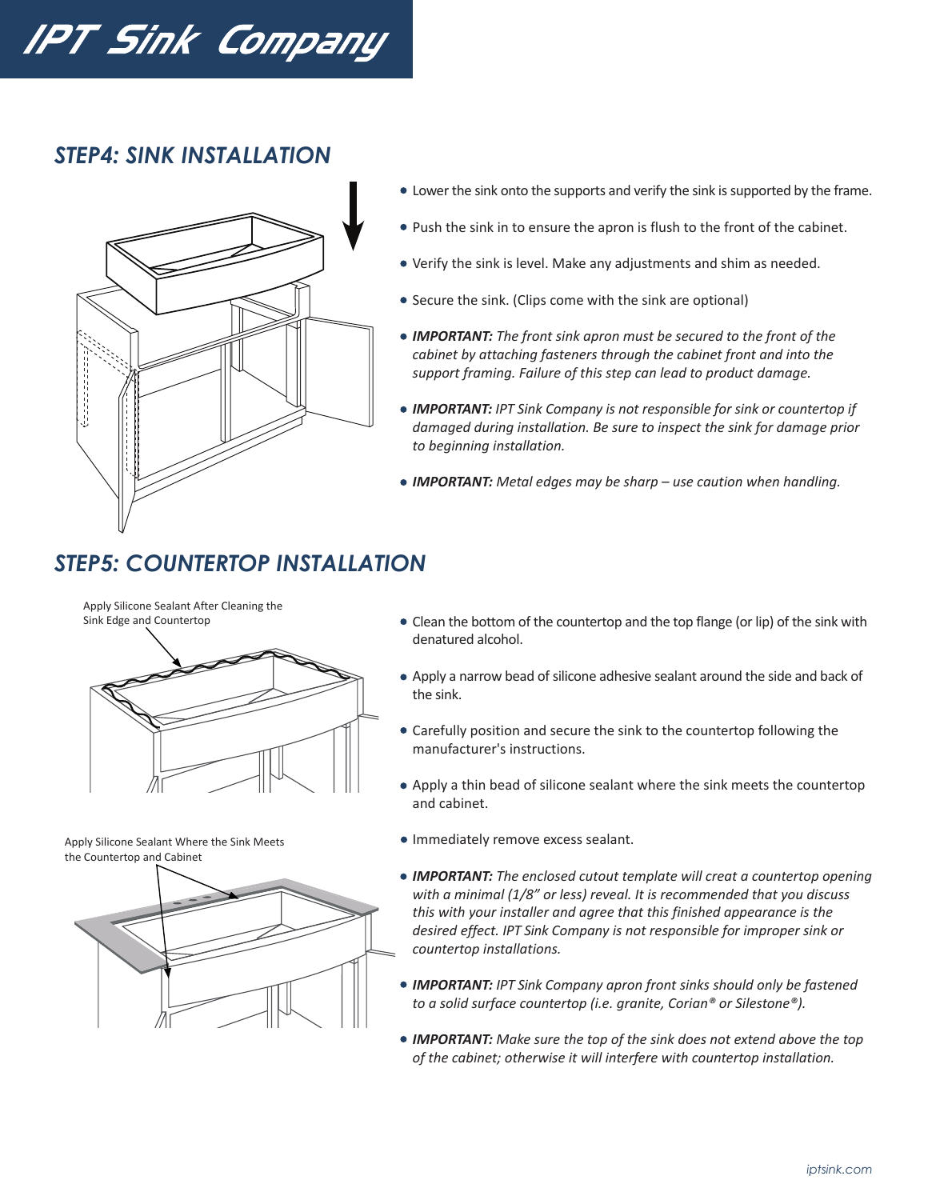# IPT Sink Company

## STEP4: SINK INSTALLATION

- Lower the sink onto the supports and verify the sink is supported by the frame.
- Push the sink in to ensure the apron is flush to the front of the cabinet.
- Verify the sink is level. Make any adjustments and shim as needed.
- Secure the sink. (Clips come with the sink are optional)
- ***IMPORTANT:*** *The front sink apron must be secured to the front of the cabinet by attaching fasteners through the cabinet front and into the support framing. Failure of this step can lead to product damage.*
- ***IMPORTANT:*** *IPT Sink Company is not responsible for sink or countertop if damaged during installation. Be sure to inspect the sink for damage prior to beginning installation.*
- ***IMPORTANT:*** *Metal edges may be sharp – use caution when handling.*

## STEP5: COUNTERTOP INSTALLATION

Apply Silicone Sealant After Cleaning the Sink Edge and Countertop

Apply Silicone Sealant Where the Sink Meets the Countertop and Cabinet

- Clean the bottom of the countertop and the top flange (or lip) of the sink with denatured alcohol.
- Apply a narrow bead of silicone adhesive sealant around the side and back of the sink.
- Carefully position and secure the sink to the countertop following the manufacturer's instructions.
- Apply a thin bead of silicone sealant where the sink meets the countertop and cabinet.
- Immediately remove excess sealant.
- ***IMPORTANT:*** *The enclosed cutout template will creat a countertop opening with a minimal (1/8" or less) reveal. It is recommended that you discuss this with your installer and agree that this finished appearance is the desired effect. IPT Sink Company is not responsible for improper sink or countertop installations.*
- ***IMPORTANT:*** *IPT Sink Company apron front sinks should only be fastened to a solid surface countertop (i.e. granite, Corian® or Silestone®).*
- ***IMPORTANT:*** *Make sure the top of the sink does not extend above the top of the cabinet; otherwise it will interfere with countertop installation.*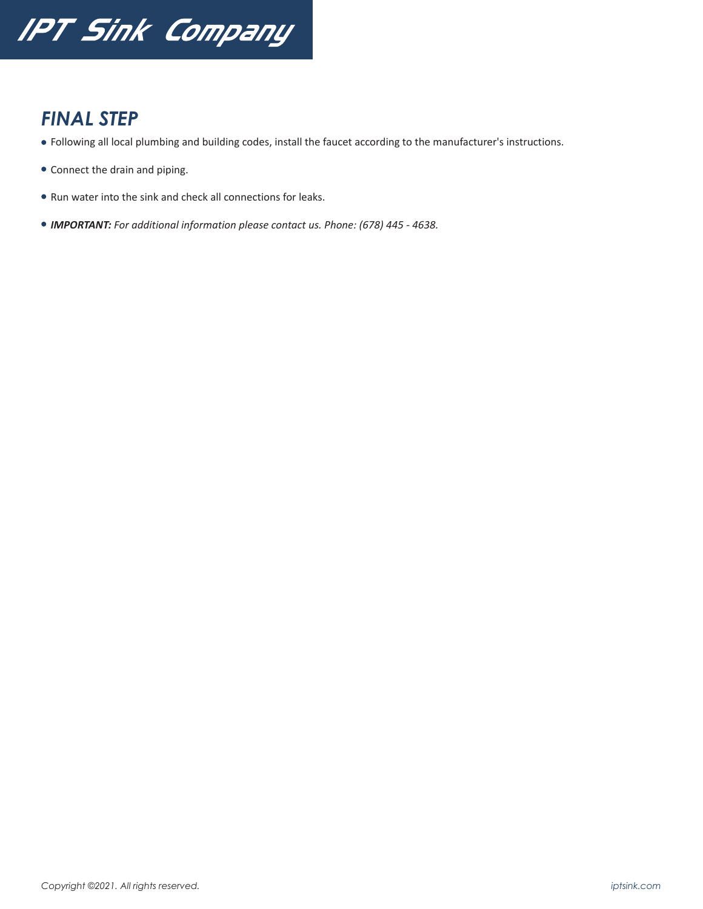# FINAL STEP

- Following all local plumbing and building codes, install the faucet according to the manufacturer's instructions.
- Connect the drain and piping.
- Run water into the sink and check all connections for leaks.
- ***IMPORTANT:*** *For additional information please contact us. Phone: (678) 445 - 4638.*